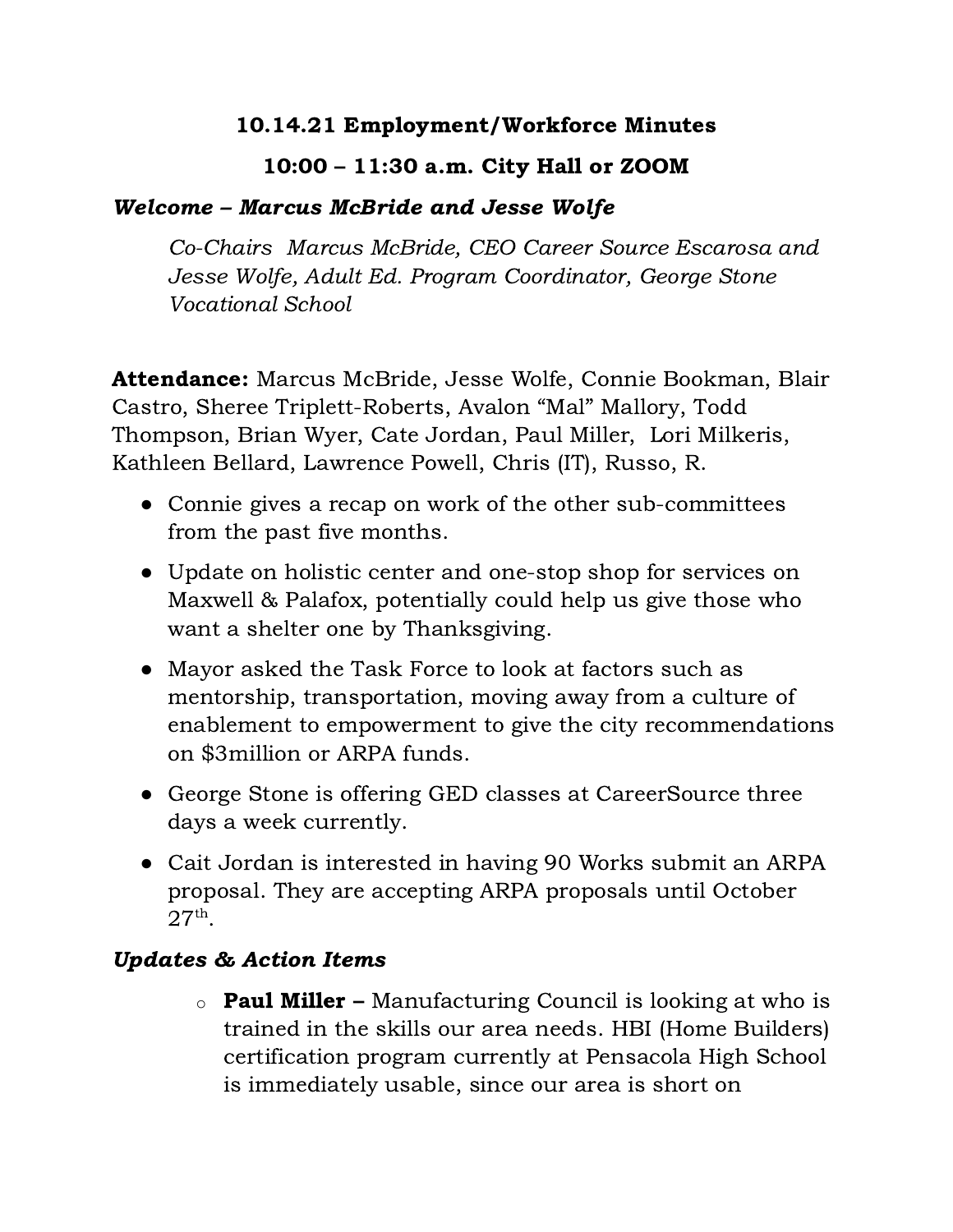# 10.14.21 Employment/Workforce Minutes

## 10:00 – 11:30 a.m. City Hall or ZOOM

### *Welcome – Marcus McBride and Jesse Wolfe*

*Co-Chairs Marcus McBride, CEO Career Source Escarosa and Jesse Wolfe, Adult Ed. Program Coordinator, George Stone Vocational School*

**Attendance:** Marcus McBride, Jesse Wolfe, Connie Bookman, Blair Castro, Sheree Triplett-Roberts, Avalon "Mal" Mallory, Todd Thompson, Brian Wyer, Cate Jordan, Paul Miller, Lori Milkeris, Kathleen Bellard, Lawrence Powell, Chris (IT), Russo, R.

- Connie gives a recap on work of the other sub-committees from the past five months.
- Update on holistic center and one-stop shop for services on Maxwell & Palafox, potentially could help us give those who want a shelter one by Thanksgiving.
- Mayor asked the Task Force to look at factors such as mentorship, transportation, moving away from a culture of enablement to empowerment to give the city recommendations on $3million or ARPA funds.
- George Stone is offering GED classes at CareerSource three days a week currently.
- Cait Jordan is interested in having 90 Works submit an ARPA proposal. They are accepting ARPA proposals until October 27th.

### *Updates & Action Items*

- **Paul Miller –** Manufacturing Council is looking at who is trained in the skills our area needs. HBI (Home Builders) certification program currently at Pensacola High School is immediately usable, since our area is short on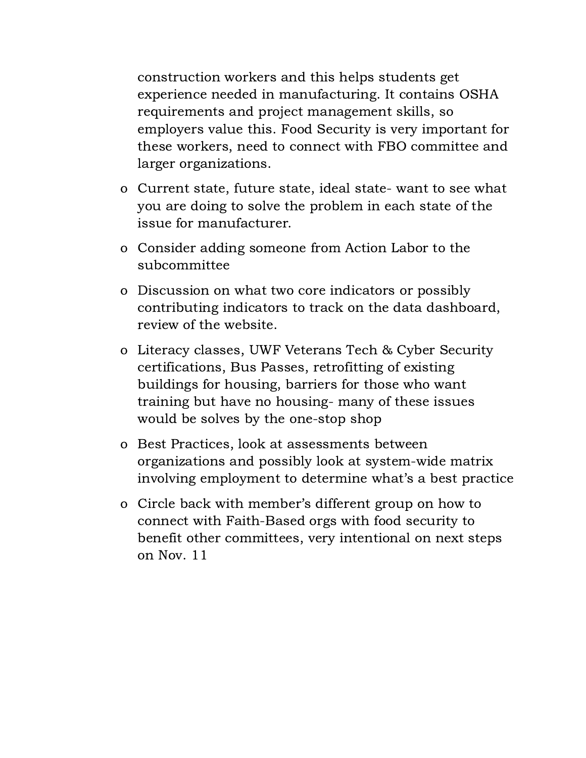construction workers and this helps students get experience needed in manufacturing. It contains OSHA requirements and project management skills, so employers value this. Food Security is very important for these workers, need to connect with FBO committee and larger organizations.

- Current state, future state, ideal state- want to see what you are doing to solve the problem in each state of the issue for manufacturer.
- Consider adding someone from Action Labor to the subcommittee
- Discussion on what two core indicators or possibly contributing indicators to track on the data dashboard, review of the website.
- Literacy classes, UWF Veterans Tech & Cyber Security certifications, Bus Passes, retrofitting of existing buildings for housing, barriers for those who want training but have no housing- many of these issues would be solves by the one-stop shop
- Best Practices, look at assessments between organizations and possibly look at system-wide matrix involving employment to determine what's a best practice
- Circle back with member's different group on how to connect with Faith-Based orgs with food security to benefit other committees, very intentional on next steps on Nov. 11